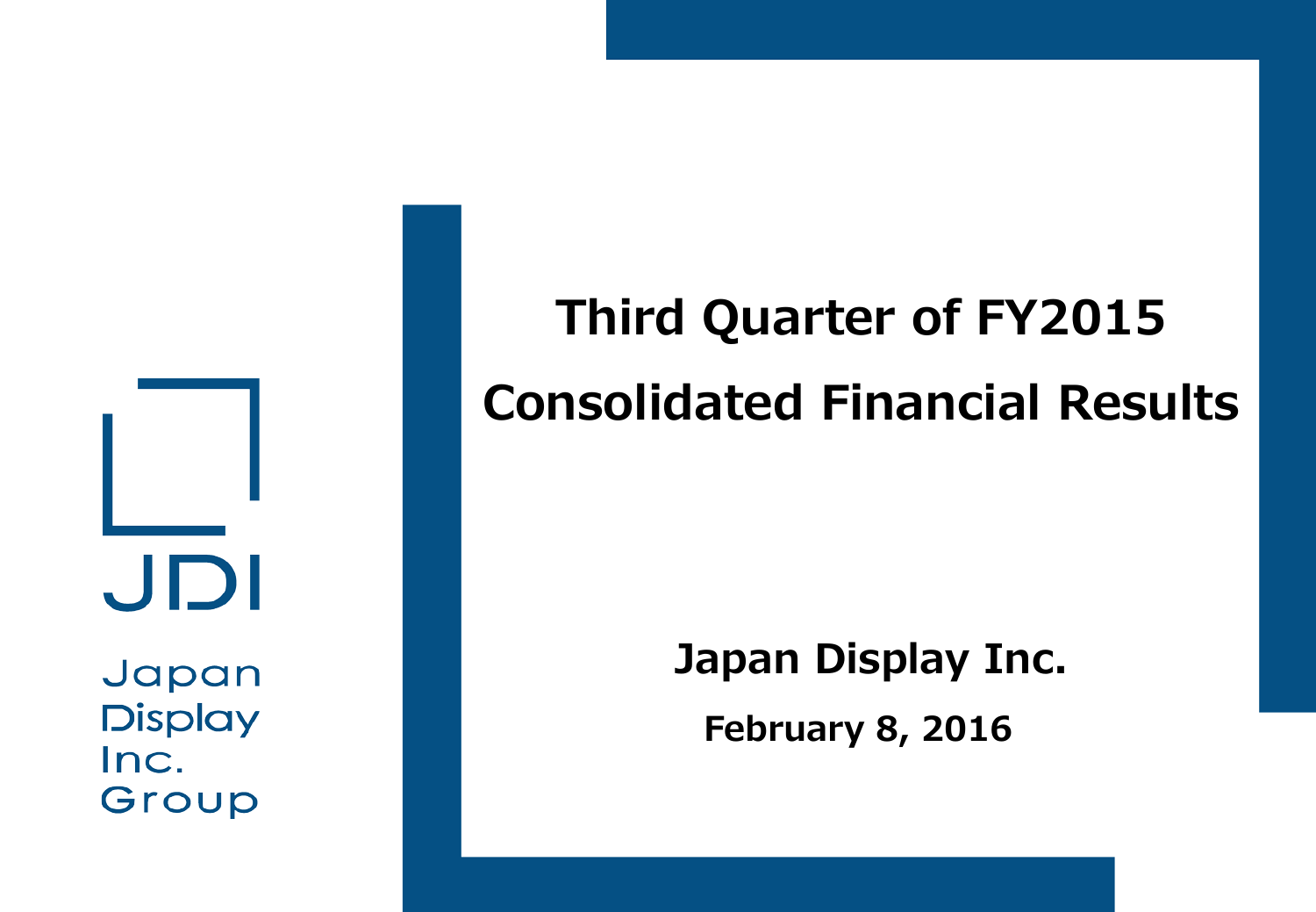# Third Quarter of FY2015 Consolidated Financial Results

JDI

Japan Display Inc. Group

**Japan Display Inc.**

**February 8, 2016**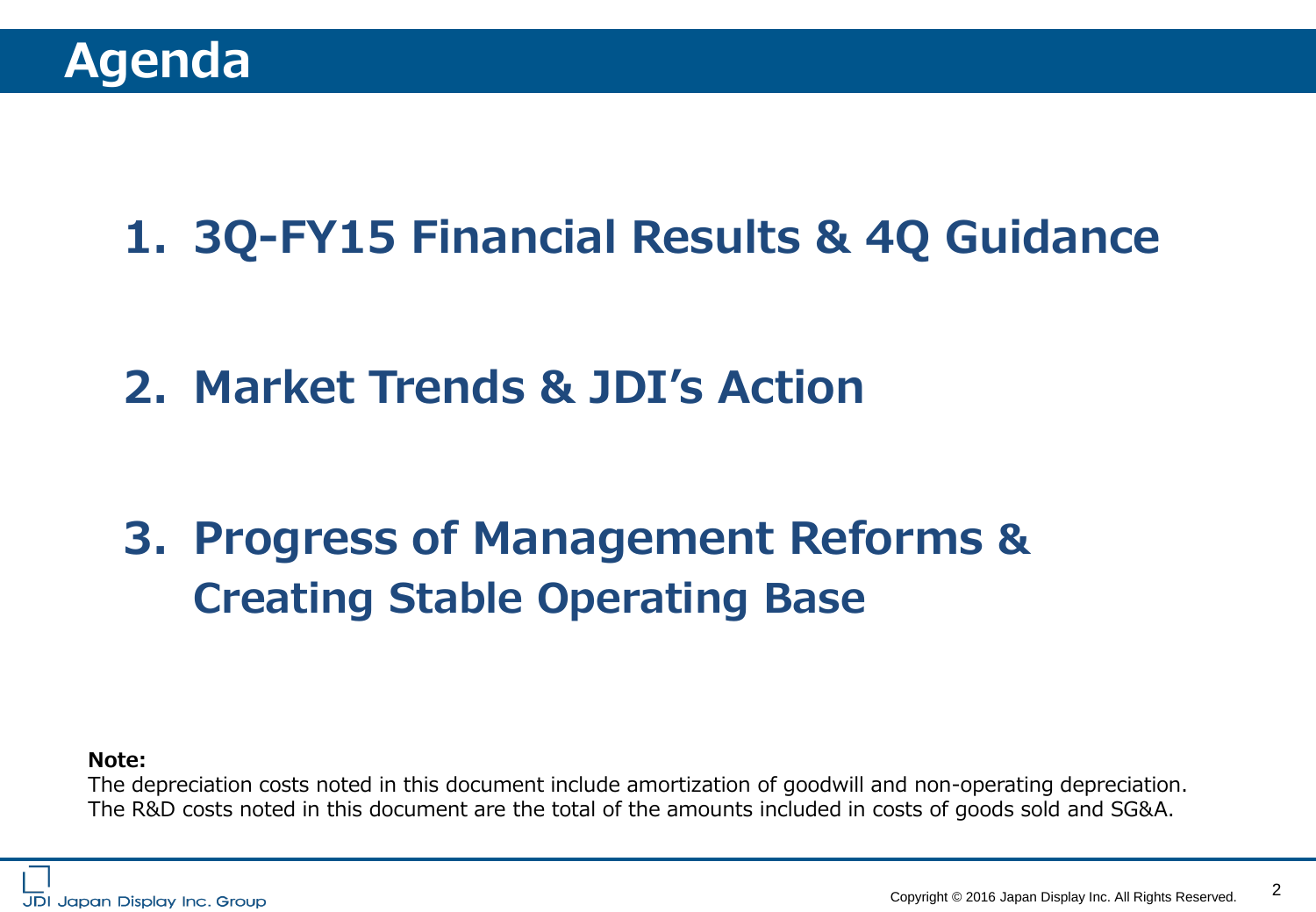# Agenda

1. **3Q-FY15 Financial Results & 4Q Guidance**

2. **Market Trends & JDI's Action**

3. **Progress of Management Reforms & Creating Stable Operating Base**

**Note:**
The depreciation costs noted in this document include amortization of goodwill and non-operating depreciation.
The R&D costs noted in this document are the total of the amounts included in costs of goods sold and SG&A.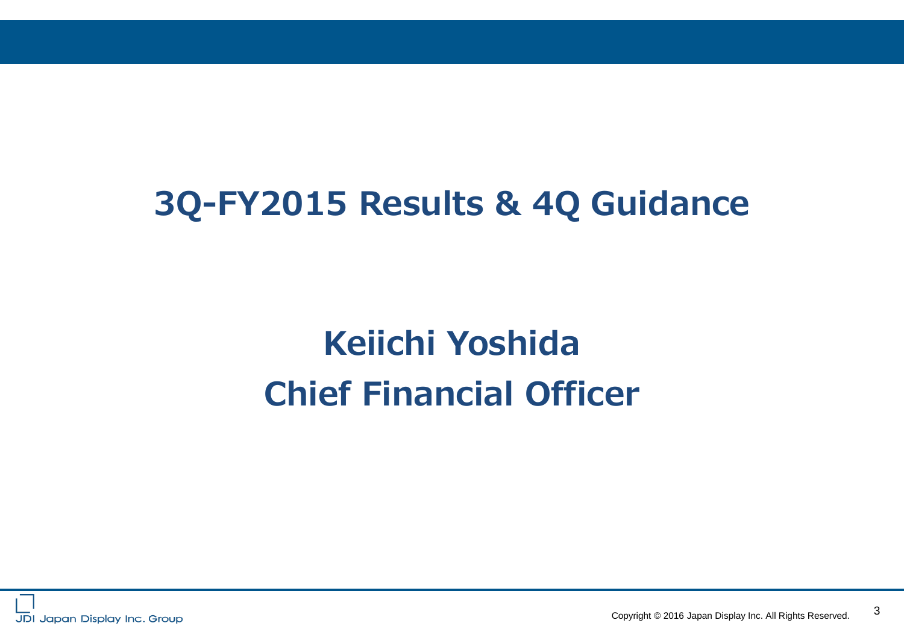# 3Q-FY2015 Results & 4Q Guidance

## Keiichi Yoshida
## Chief Financial Officer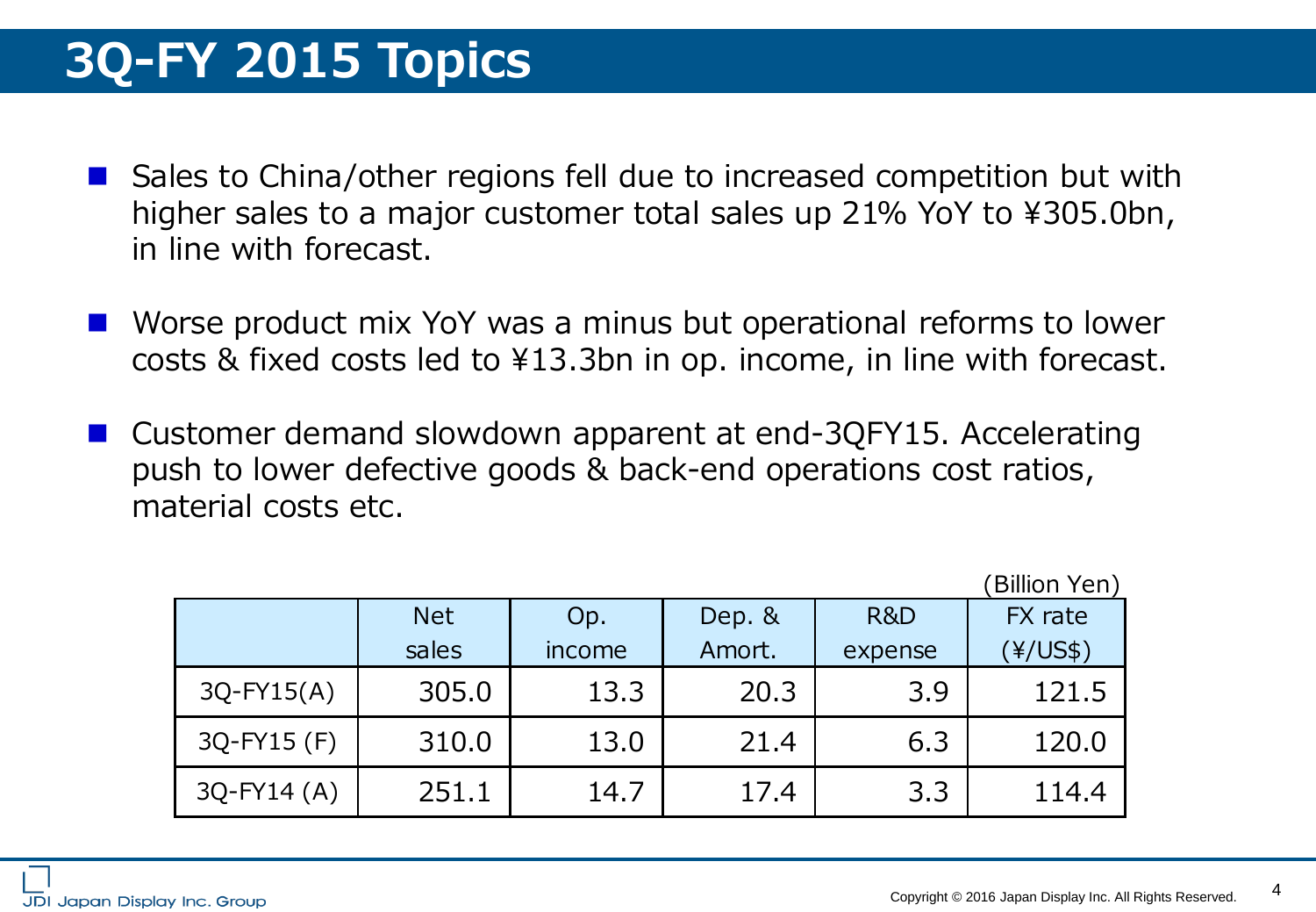# 3Q-FY 2015 Topics

- Sales to China/other regions fell due to increased competition but with higher sales to a major customer total sales up 21% YoY to ¥305.0bn, in line with forecast.
- Worse product mix YoY was a minus but operational reforms to lower costs & fixed costs led to ¥13.3bn in op. income, in line with forecast.
- Customer demand slowdown apparent at end-3QFY15. Accelerating push to lower defective goods & back-end operations cost ratios, material costs etc.

(Billion Yen)

| | Net sales | Op. income | Dep. & Amort. | R&D expense | FX rate (¥/US$) |
|---|---|---|---|---|---|
| 3Q-FY15(A) | 305.0 | 13.3 | 20.3 | 3.9 | 121.5 |
| 3Q-FY15 (F) | 310.0 | 13.0 | 21.4 | 6.3 | 120.0 |
| 3Q-FY14 (A) | 251.1 | 14.7 | 17.4 | 3.3 | 114.4 |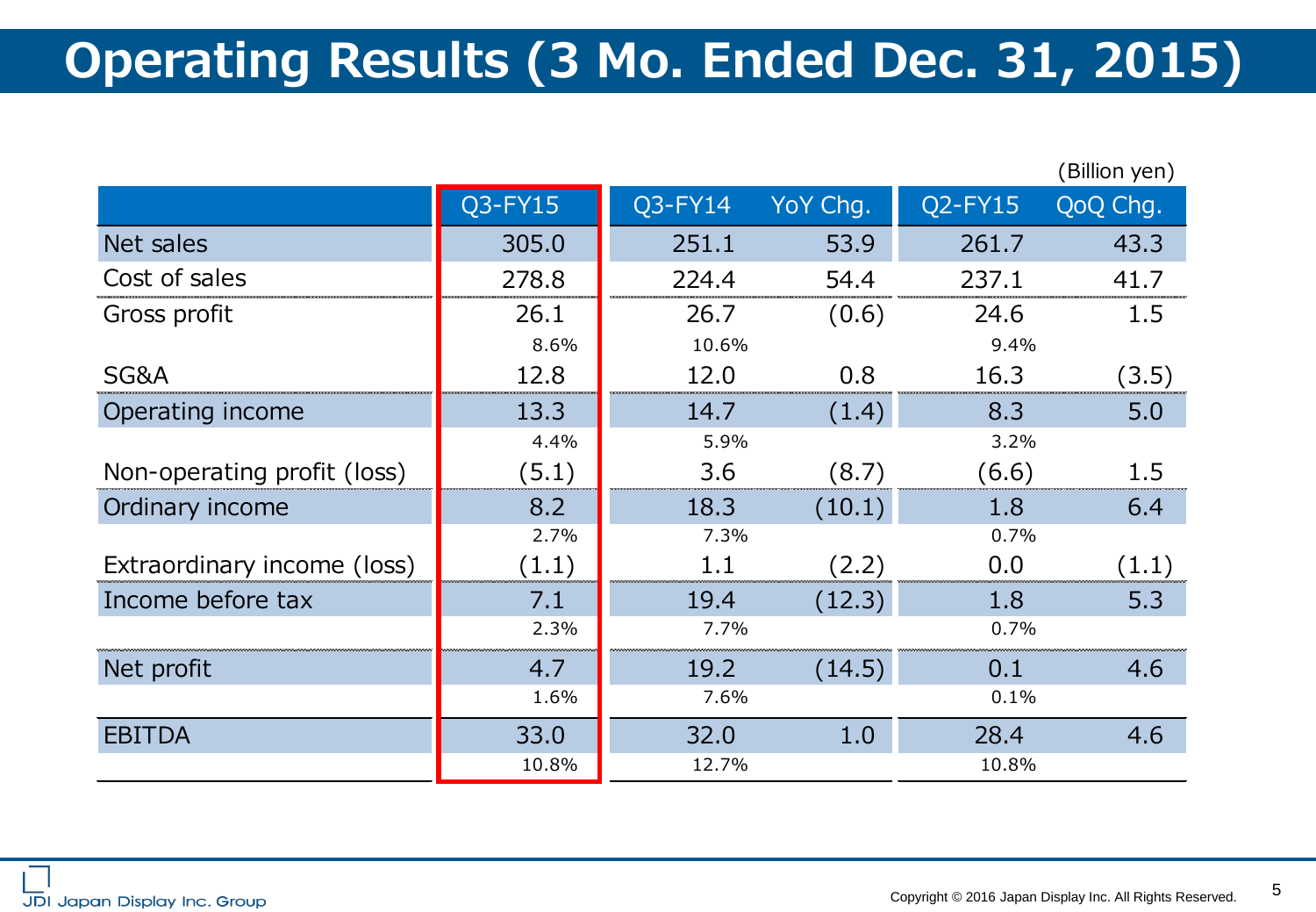# Operating Results (3 Mo. Ended Dec. 31, 2015)

(Billion yen)

| | Q3-FY15 | Q3-FY14 | YoY Chg. | Q2-FY15 | QoQ Chg. |
|---|---|---|---|---|---|
| Net sales | 305.0 | 251.1 | 53.9 | 261.7 | 43.3 |
| Cost of sales | 278.8 | 224.4 | 54.4 | 237.1 | 41.7 |
| Gross profit | 26.1 | 26.7 | (0.6) | 24.6 | 1.5 |
| | 8.6% | 10.6% | | 9.4% | |
| SG&A | 12.8 | 12.0 | 0.8 | 16.3 | (3.5) |
| Operating income | 13.3 | 14.7 | (1.4) | 8.3 | 5.0 |
| | 4.4% | 5.9% | | 3.2% | |
| Non-operating profit (loss) | (5.1) | 3.6 | (8.7) | (6.6) | 1.5 |
| Ordinary income | 8.2 | 18.3 | (10.1) | 1.8 | 6.4 |
| | 2.7% | 7.3% | | 0.7% | |
| Extraordinary income (loss) | (1.1) | 1.1 | (2.2) | 0.0 | (1.1) |
| Income before tax | 7.1 | 19.4 | (12.3) | 1.8 | 5.3 |
| | 2.3% | 7.7% | | 0.7% | |
| Net profit | 4.7 | 19.2 | (14.5) | 0.1 | 4.6 |
| | 1.6% | 7.6% | | 0.1% | |
| EBITDA | 33.0 | 32.0 | 1.0 | 28.4 | 4.6 |
| | 10.8% | 12.7% | | 10.8% | |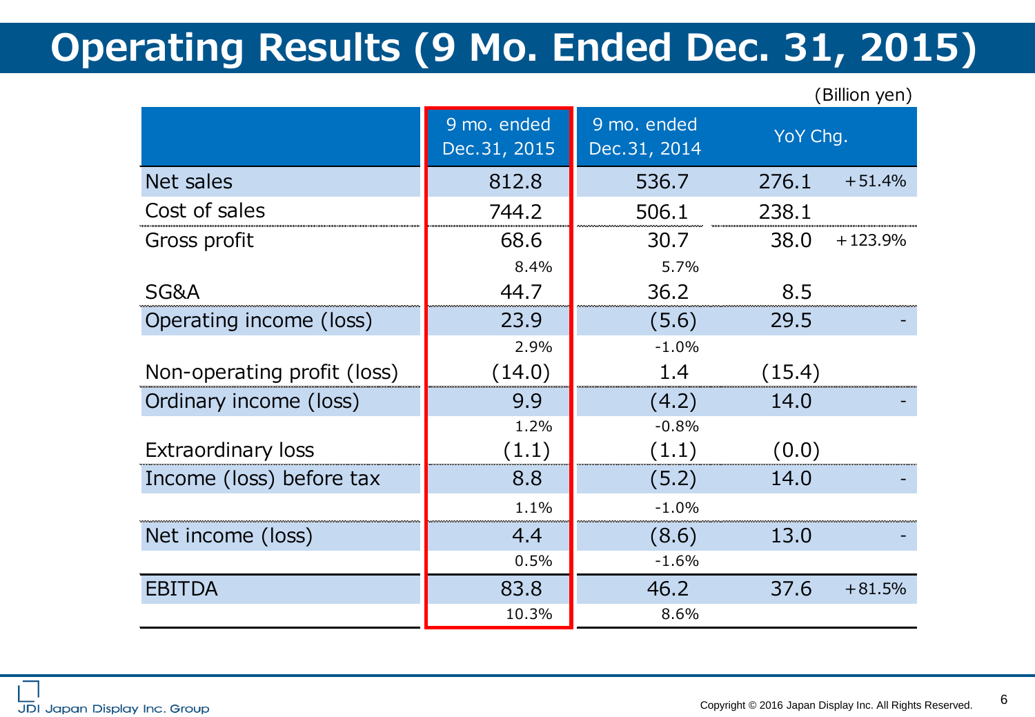# Operating Results (9 Mo. Ended Dec. 31, 2015)

(Billion yen)

| | 9 mo. ended Dec.31, 2015 | 9 mo. ended Dec.31, 2014 | YoY Chg. | |
|---|---|---|---|---|
| Net sales | 812.8 | 536.7 | 276.1 | +51.4% |
| Cost of sales | 744.2 | 506.1 | 238.1 | |
| Gross profit | 68.6 | 30.7 | 38.0 | +123.9% |
| | 8.4% | 5.7% | | |
| SG&A | 44.7 | 36.2 | 8.5 | |
| Operating income (loss) | 23.9 | (5.6) | 29.5 | - |
| | 2.9% | -1.0% | | |
| Non-operating profit (loss) | (14.0) | 1.4 | (15.4) | |
| Ordinary income (loss) | 9.9 | (4.2) | 14.0 | - |
| | 1.2% | -0.8% | | |
| Extraordinary loss | (1.1) | (1.1) | (0.0) | |
| Income (loss) before tax | 8.8 | (5.2) | 14.0 | - |
| | 1.1% | -1.0% | | |
| Net income (loss) | 4.4 | (8.6) | 13.0 | - |
| | 0.5% | -1.6% | | |
| EBITDA | 83.8 | 46.2 | 37.6 | +81.5% |
| | 10.3% | 8.6% | | |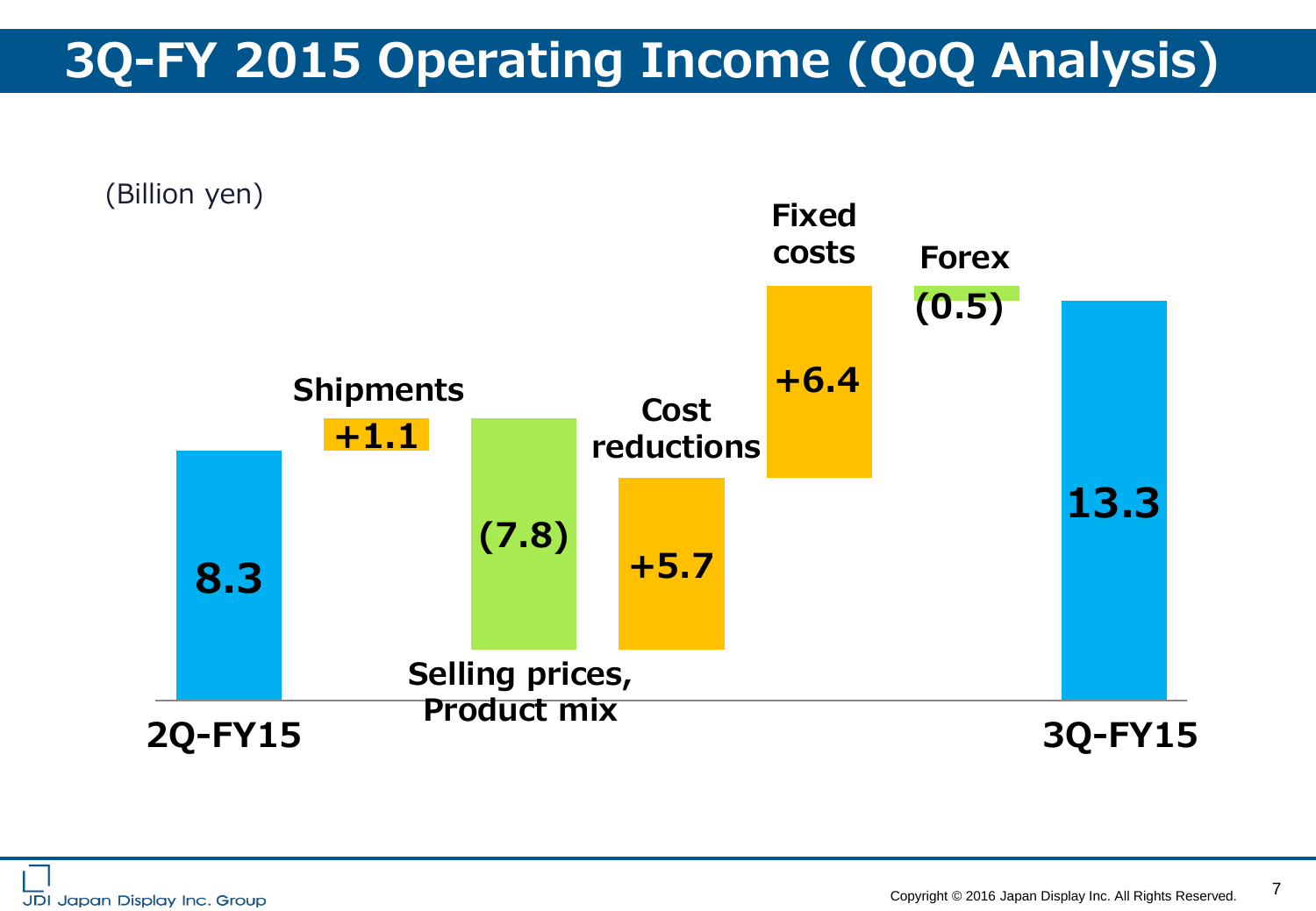# 3Q-FY 2015 Operating Income (QoQ Analysis)

(Billion yen)

| Item | Value |
| --- | --- |
| 2Q-FY15 | 8.3 |
| Shipments | +1.1 |
| Selling prices, Product mix | (7.8) |
| Cost reductions | +5.7 |
| Fixed costs | +6.4 |
| Forex | (0.5) |
| 3Q-FY15 | 13.3 |

JDI Japan Display Inc. Group

Copyright © 2016 Japan Display Inc. All Rights Reserved.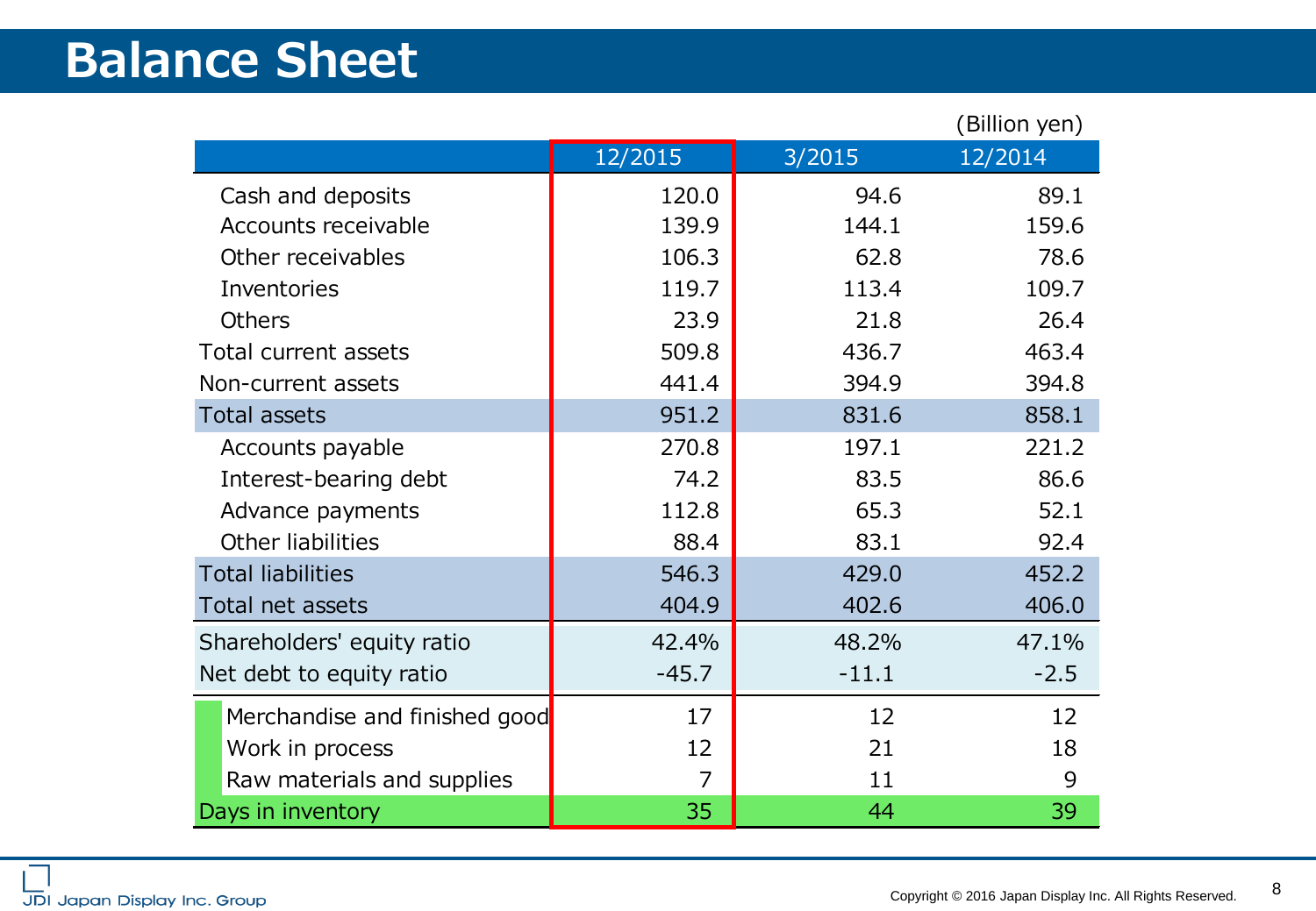# Balance Sheet

(Billion yen)

| | 12/2015 | 3/2015 | 12/2014 |
|---|---|---|---|
| Cash and deposits | 120.0 | 94.6 | 89.1 |
| Accounts receivable | 139.9 | 144.1 | 159.6 |
| Other receivables | 106.3 | 62.8 | 78.6 |
| Inventories | 119.7 | 113.4 | 109.7 |
| Others | 23.9 | 21.8 | 26.4 |
| Total current assets | 509.8 | 436.7 | 463.4 |
| Non-current assets | 441.4 | 394.9 | 394.8 |
| Total assets | 951.2 | 831.6 | 858.1 |
| Accounts payable | 270.8 | 197.1 | 221.2 |
| Interest-bearing debt | 74.2 | 83.5 | 86.6 |
| Advance payments | 112.8 | 65.3 | 52.1 |
| Other liabilities | 88.4 | 83.1 | 92.4 |
| Total liabilities | 546.3 | 429.0 | 452.2 |
| Total net assets | 404.9 | 402.6 | 406.0 |
| Shareholders' equity ratio | 42.4% | 48.2% | 47.1% |
| Net debt to equity ratio | -45.7 | -11.1 | -2.5 |
| Merchandise and finished good | 17 | 12 | 12 |
| Work in process | 12 | 21 | 18 |
| Raw materials and supplies | 7 | 11 | 9 |
| Days in inventory | 35 | 44 | 39 |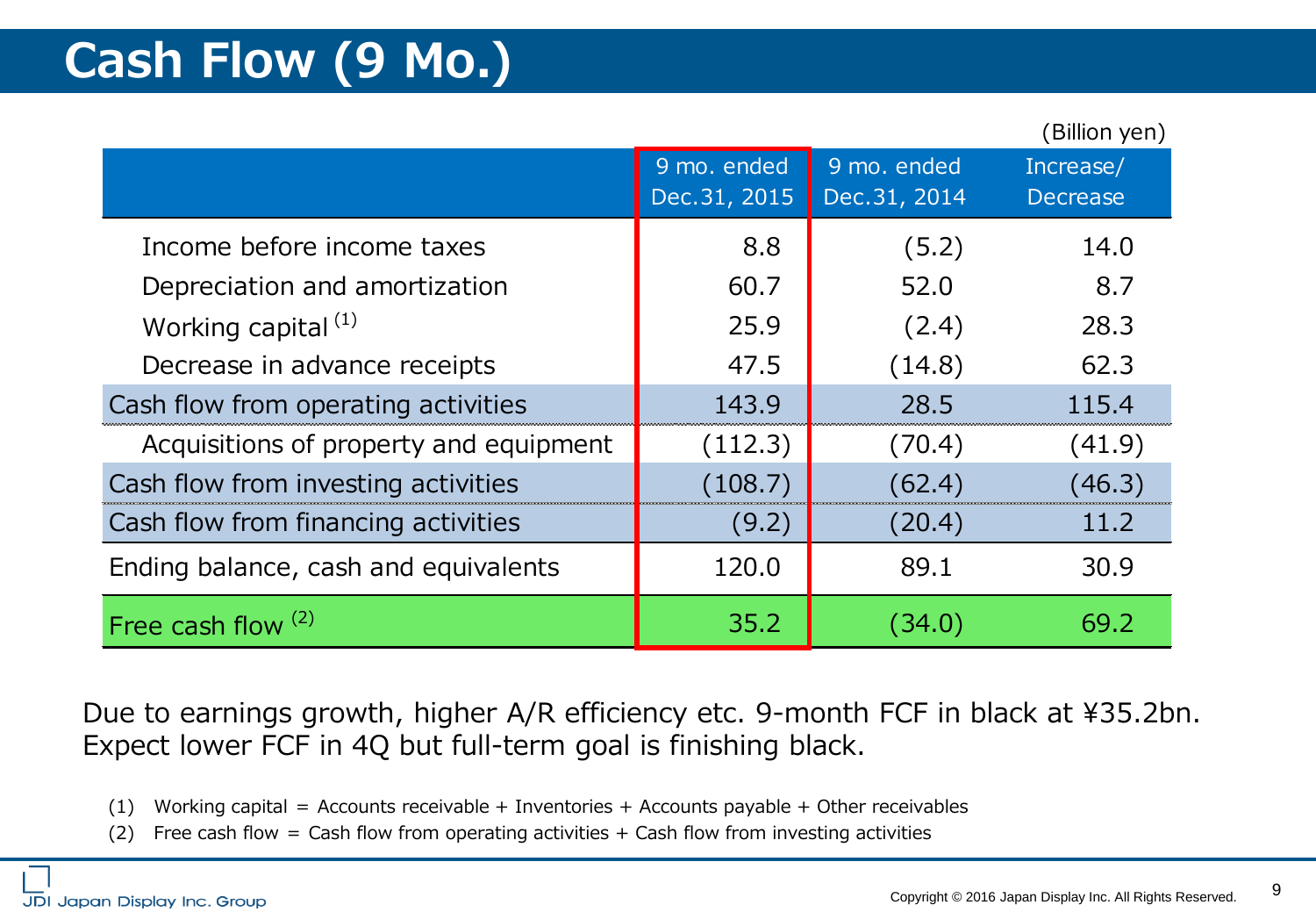# Cash Flow (9 Mo.)

(Billion yen)

| | 9 mo. ended Dec.31, 2015 | 9 mo. ended Dec.31, 2014 | Increase/ Decrease |
|---|---|---|---|
| Income before income taxes | 8.8 | (5.2) | 14.0 |
| Depreciation and amortization | 60.7 | 52.0 | 8.7 |
| Working capital [(1)] | 25.9 | (2.4) | 28.3 |
| Decrease in advance receipts | 47.5 | (14.8) | 62.3 |
| Cash flow from operating activities | 143.9 | 28.5 | 115.4 |
| Acquisitions of property and equipment | (112.3) | (70.4) | (41.9) |
| Cash flow from investing activities | (108.7) | (62.4) | (46.3) |
| Cash flow from financing activities | (9.2) | (20.4) | 11.2 |
| Ending balance, cash and equivalents | 120.0 | 89.1 | 30.9 |
| Free cash flow [(2)] | 35.2 | (34.0) | 69.2 |

Due to earnings growth, higher A/R efficiency etc. 9-month FCF in black at ¥35.2bn. Expect lower FCF in 4Q but full-term goal is finishing black.

(1) Working capital = Accounts receivable + Inventories + Accounts payable + Other receivables

(2) Free cash flow = Cash flow from operating activities + Cash flow from investing activities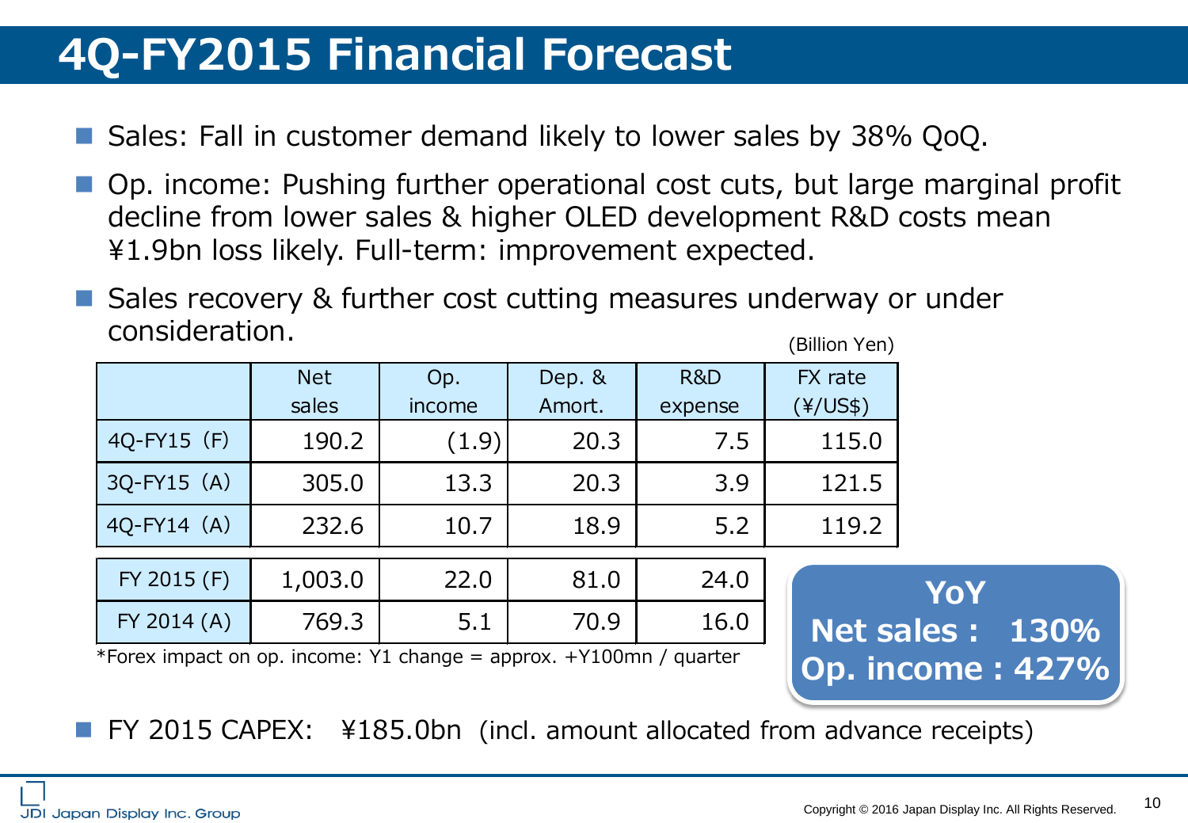# 4Q-FY2015 Financial Forecast

- Sales: Fall in customer demand likely to lower sales by 38% QoQ.
- Op. income: Pushing further operational cost cuts, but large marginal profit decline from lower sales & higher OLED development R&D costs mean ¥1.9bn loss likely. Full-term: improvement expected.
- Sales recovery & further cost cutting measures underway or under consideration.

(Billion Yen)

| | Net sales | Op. income | Dep. & Amort. | R&D expense | FX rate (¥/US$) |
|---|---|---|---|---|---|
| 4Q-FY15 (F) | 190.2 | (1.9) | 20.3 | 7.5 | 115.0 |
| 3Q-FY15 (A) | 305.0 | 13.3 | 20.3 | 3.9 | 121.5 |
| 4Q-FY14 (A) | 232.6 | 10.7 | 18.9 | 5.2 | 119.2 |
| FY 2015 (F) | 1,003.0 | 22.0 | 81.0 | 24.0 | |
| FY 2014 (A) | 769.3 | 5.1 | 70.9 | 16.0 | |

*Forex impact on op. income: Y1 change = approx. +Y100mn / quarter

**YoY**
**Net sales : 130%**
**Op. income : 427%**

- FY 2015 CAPEX: ¥185.0bn (incl. amount allocated from advance receipts)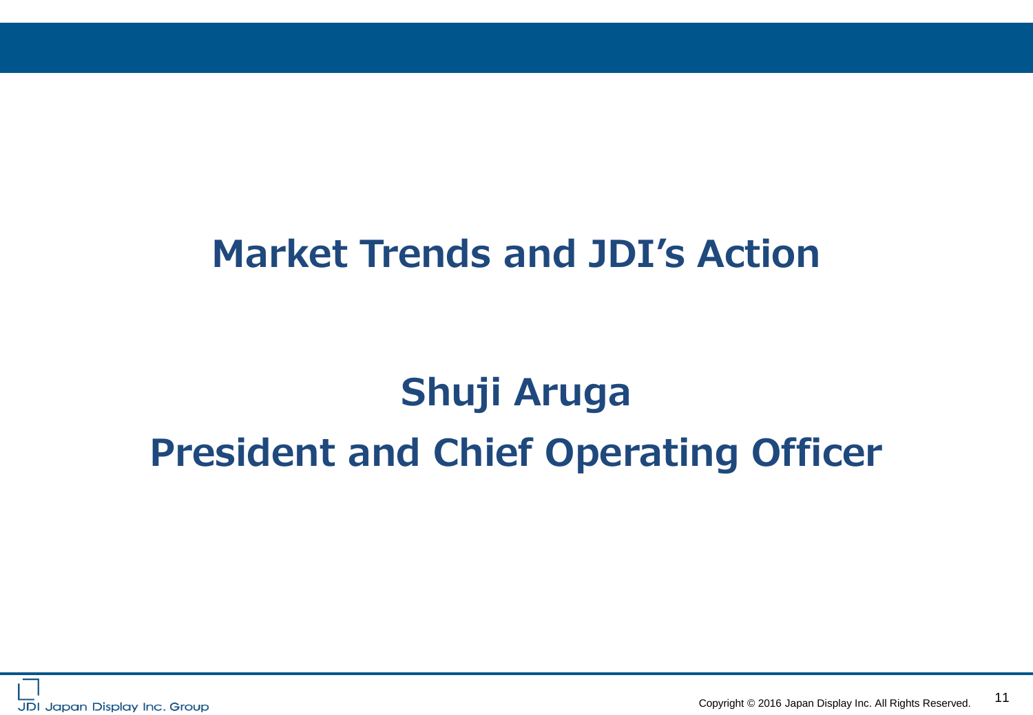# Market Trends and JDI's Action

## Shuji Aruga
## President and Chief Operating Officer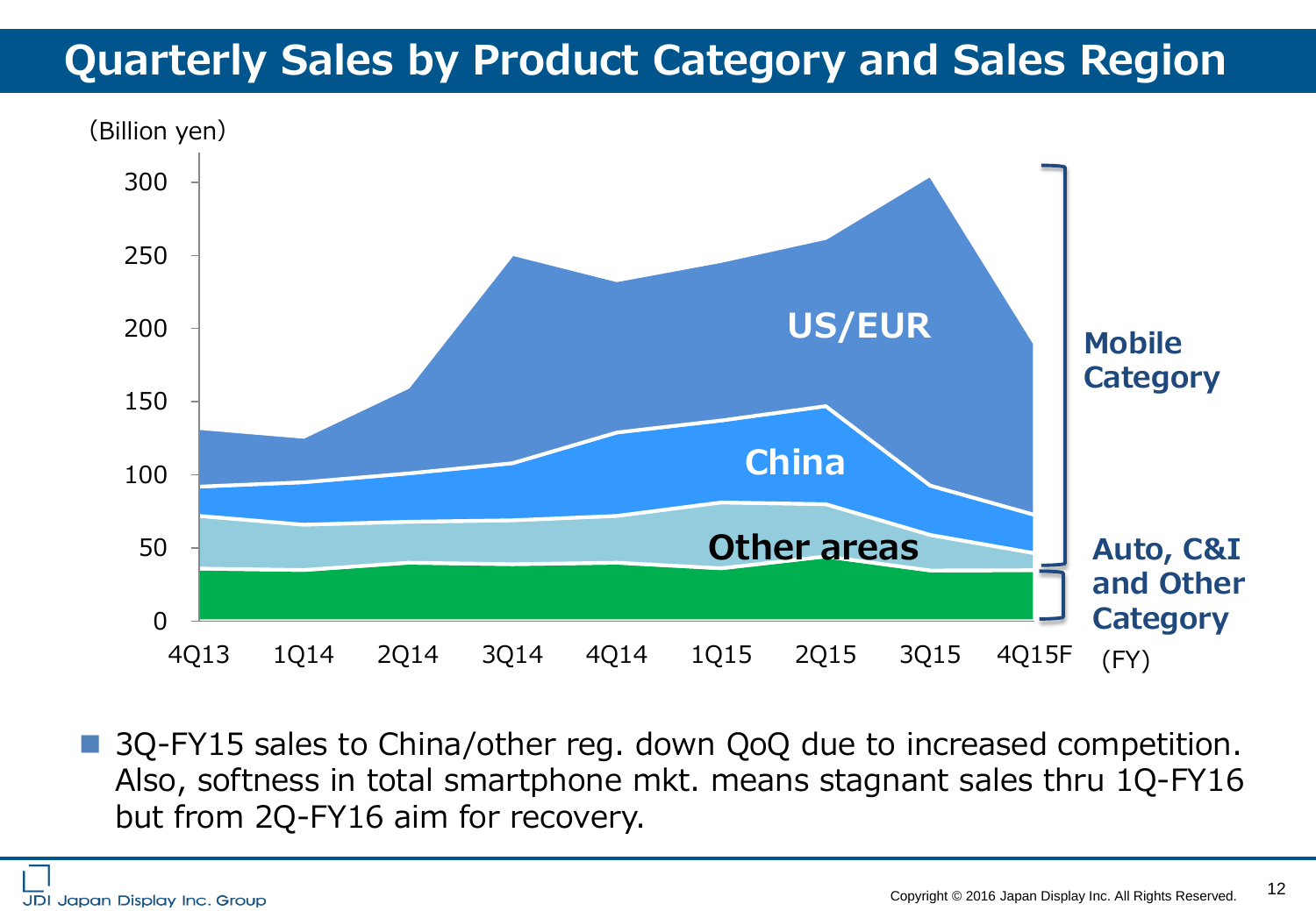# Quarterly Sales by Product Category and Sales Region

(Billion yen)

- Mobile Category: US/EUR, China, Other areas
- Auto, C&I and Other Category

4Q13, 1Q14, 2Q14, 3Q14, 4Q14, 1Q15, 2Q15, 3Q15, 4Q15F (FY)

- 3Q-FY15 sales to China/other reg. down QoQ due to increased competition. Also, softness in total smartphone mkt. means stagnant sales thru 1Q-FY16 but from 2Q-FY16 aim for recovery.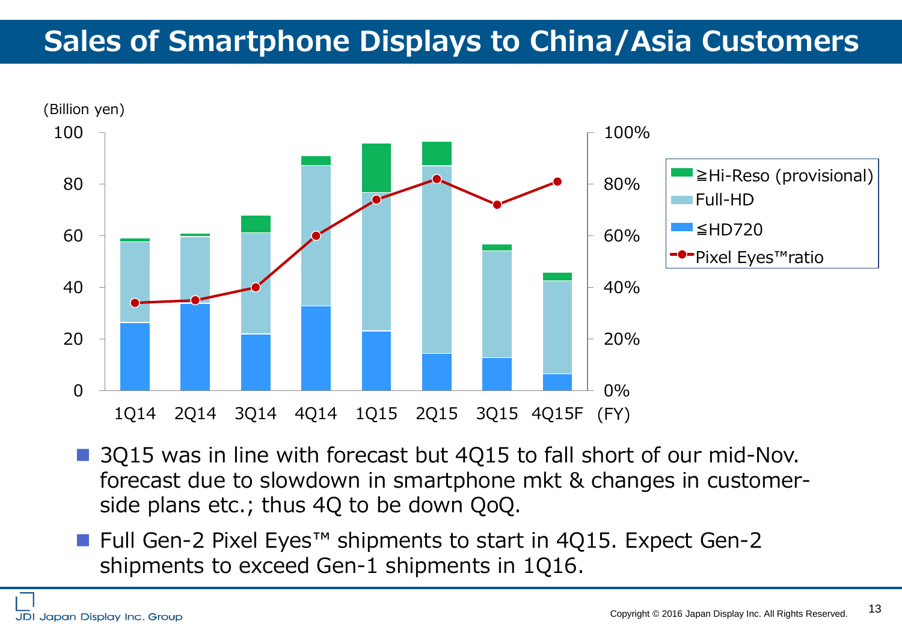# Sales of Smartphone Displays to China/Asia Customers

(Billion yen)

≧Hi-Reso (provisional)
Full-HD
≦HD720
Pixel Eyes™ratio

1Q14 2Q14 3Q14 4Q14 1Q15 2Q15 3Q15 4Q15F (FY)

- 3Q15 was in line with forecast but 4Q15 to fall short of our mid-Nov. forecast due to slowdown in smartphone mkt & changes in customer-side plans etc.; thus 4Q to be down QoQ.
- Full Gen-2 Pixel Eyes™ shipments to start in 4Q15. Expect Gen-2 shipments to exceed Gen-1 shipments in 1Q16.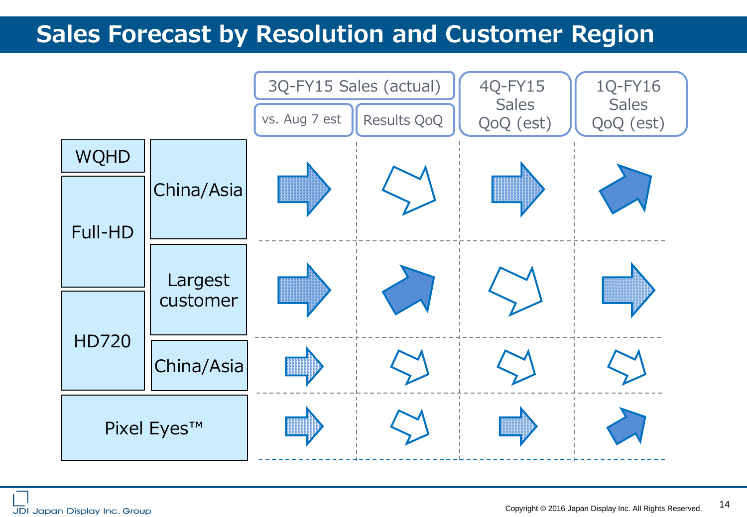# Sales Forecast by Resolution and Customer Region

| Resolution | Customer Region | 3Q-FY15 Sales (actual): vs. Aug 7 est | 3Q-FY15 Sales (actual): Results QoQ | 4Q-FY15 Sales QoQ (est) | 1Q-FY16 Sales QoQ (est) |
|---|---|---|---|---|---|
| WQHD / Full-HD | China/Asia | → | ↘ | → | ↗ |
| Full-HD / HD720 | Largest customer | → | ↗ | ↘ | → |
| HD720 | China/Asia | → | ↘ | ↘ | ↘ |
| Pixel Eyes™ | | → | ↘ | → | ↗ |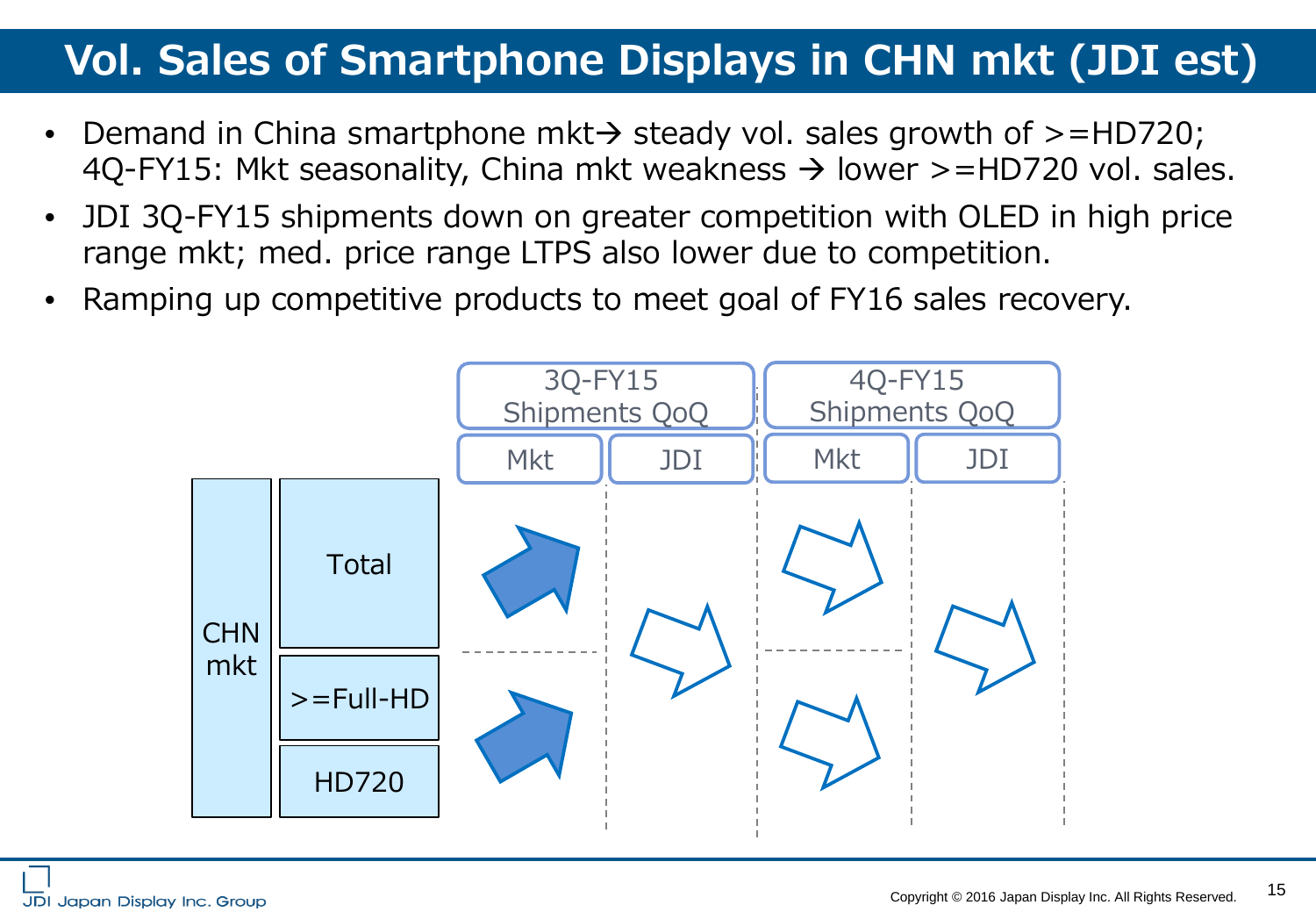# Vol. Sales of Smartphone Displays in CHN mkt (JDI est)

- Demand in China smartphone mkt→ steady vol. sales growth of >=HD720; 4Q-FY15: Mkt seasonality, China mkt weakness → lower >=HD720 vol. sales.
- JDI 3Q-FY15 shipments down on greater competition with OLED in high price range mkt; med. price range LTPS also lower due to competition.
- Ramping up competitive products to meet goal of FY16 sales recovery.

| | | 3Q-FY15 Shipments QoQ | | 4Q-FY15 Shipments QoQ | |
|---|---|---|---|---|---|
| | | Mkt | JDI | Mkt | JDI |
| CHN mkt | Total | ↗ | → | → | → |
| | >=Full-HD | ↗ | | → | |
| | HD720 | | | | |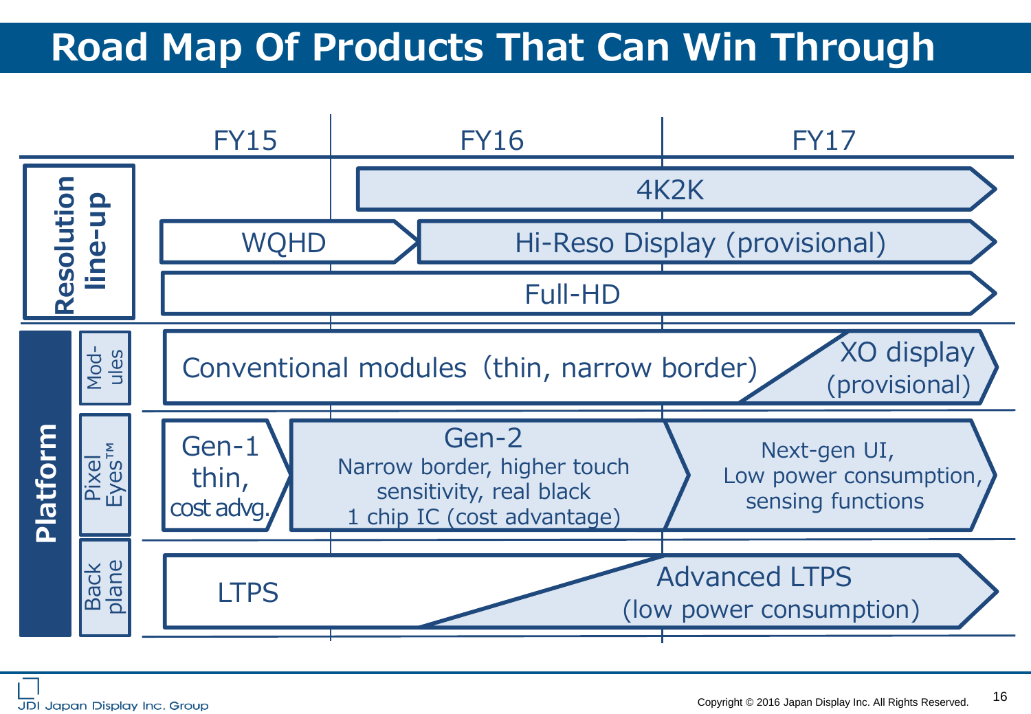# Road Map Of Products That Can Win Through

| | | FY15 | FY16 | FY17 |
|---|---|---|---|---|
| **Resolution line-up** | | | 4K2K | 4K2K |
| | | WQHD | WQHD → Hi-Reso Display (provisional) | Hi-Reso Display (provisional) |
| | | Full-HD | Full-HD | Full-HD |
| **Platform** | Modules | Conventional modules (thin, narrow border) | Conventional modules (thin, narrow border) | Conventional modules (thin, narrow border) → XO display (provisional) |
| | Pixel Eyes™ | Gen-1 thin, cost advg. → Gen-2 Narrow border, higher touch sensitivity, real black 1 chip IC (cost advantage) | Gen-2 Narrow border, higher touch sensitivity, real black 1 chip IC (cost advantage) | Next-gen UI, Low power consumption, sensing functions |
| | Back plane | LTPS | LTPS → Advanced LTPS (low power consumption) | Advanced LTPS (low power consumption) |

Copyright © 2016 Japan Display Inc. All Rights Reserved.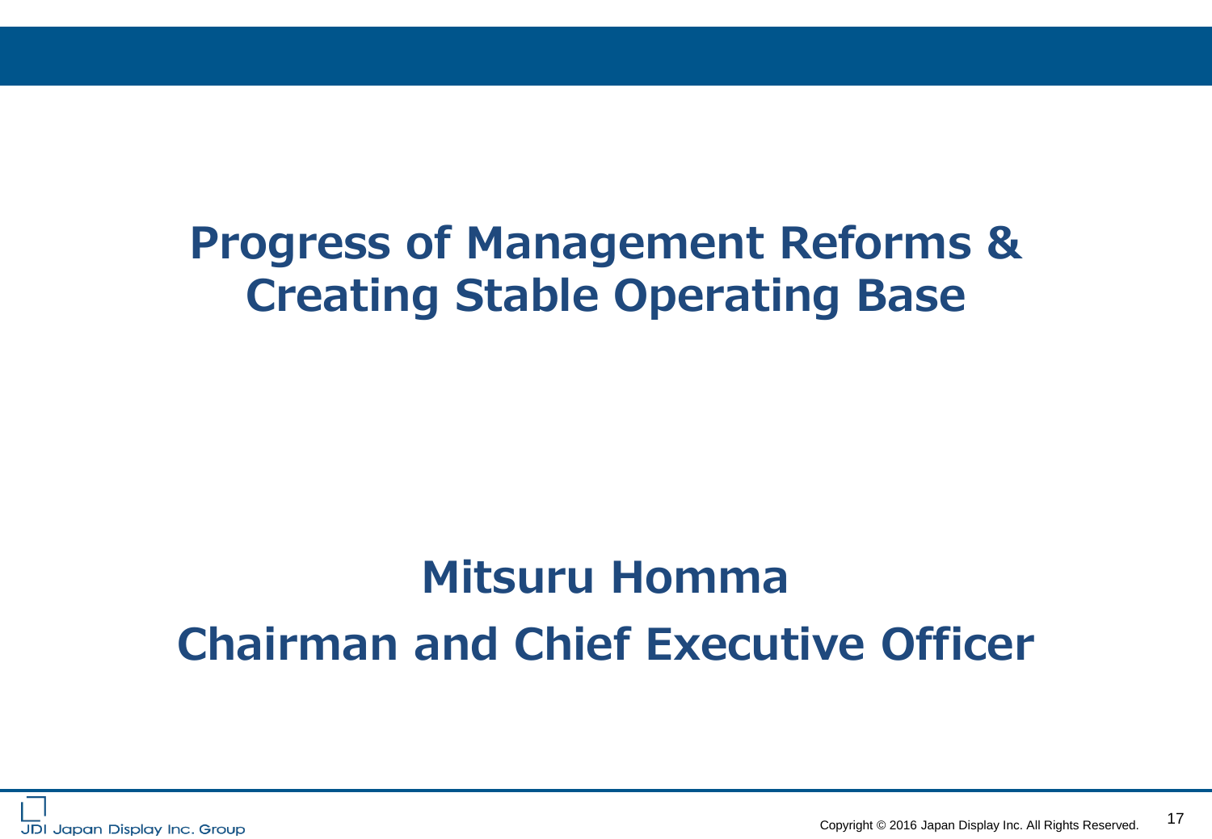# Progress of Management Reforms & Creating Stable Operating Base

## Mitsuru Homma
## Chairman and Chief Executive Officer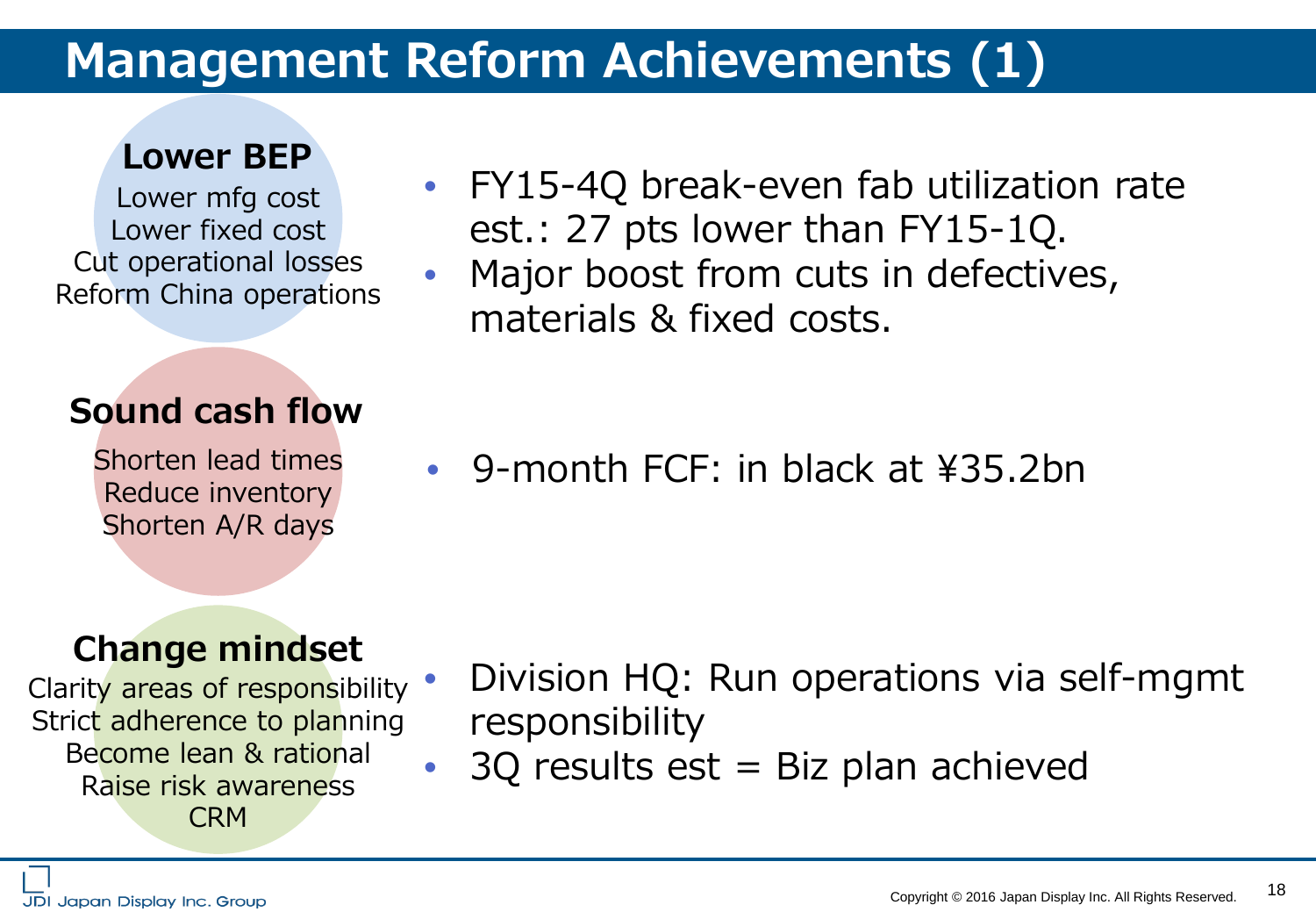# Management Reform Achievements (1)

## Lower BEP

Lower mfg cost
Lower fixed cost
Cut operational losses
Reform China operations

- FY15-4Q break-even fab utilization rate est.: 27 pts lower than FY15-1Q.
- Major boost from cuts in defectives, materials & fixed costs.

## Sound cash flow

Shorten lead times
Reduce inventory
Shorten A/R days

- 9-month FCF: in black at ¥35.2bn

## Change mindset

Clarity areas of responsibility
Strict adherence to planning
Become lean & rational
Raise risk awareness
CRM

- Division HQ: Run operations via self-mgmt responsibility
- 3Q results est = Biz plan achieved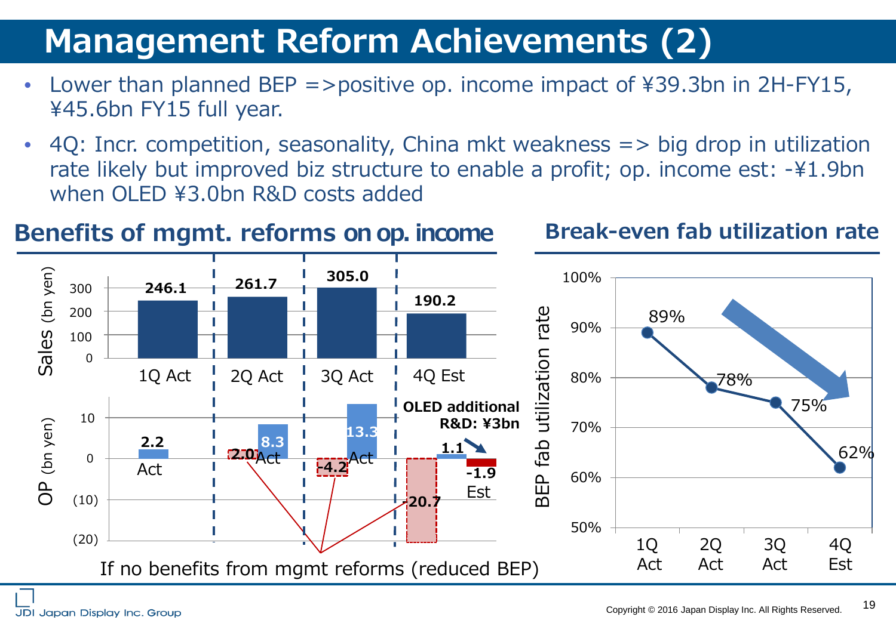# Management Reform Achievements (2)

- Lower than planned BEP =>positive op. income impact of ¥39.3bn in 2H-FY15, ¥45.6bn FY15 full year.
- 4Q: Incr. competition, seasonality, China mkt weakness => big drop in utilization rate likely but improved biz structure to enable a profit; op. income est: -¥1.9bn when OLED ¥3.0bn R&D costs added

## Benefits of mgmt. reforms on op. income

| | 1Q Act | 2Q Act | 3Q Act | 4Q Est |
|---|---|---|---|---|
| Sales (bn yen) | 246.1 | 261.7 | 305.0 | 190.2 |
| OP (bn yen) Act/Est | 2.2 | 8.3 | 13.3 | 1.1 / -1.9 |
| If no benefits from mgmt reforms (reduced BEP) | | -2.0 | -4.2 | -20.7 |

OLED additional R&D: ¥3bn

## Break-even fab utilization rate

| | 1Q Act | 2Q Act | 3Q Act | 4Q Est |
|---|---|---|---|---|
| BEP fab utilization rate | 89% | 78% | 75% | 62% |

JDI Japan Display Inc. Group

Copyright © 2016 Japan Display Inc. All Rights Reserved.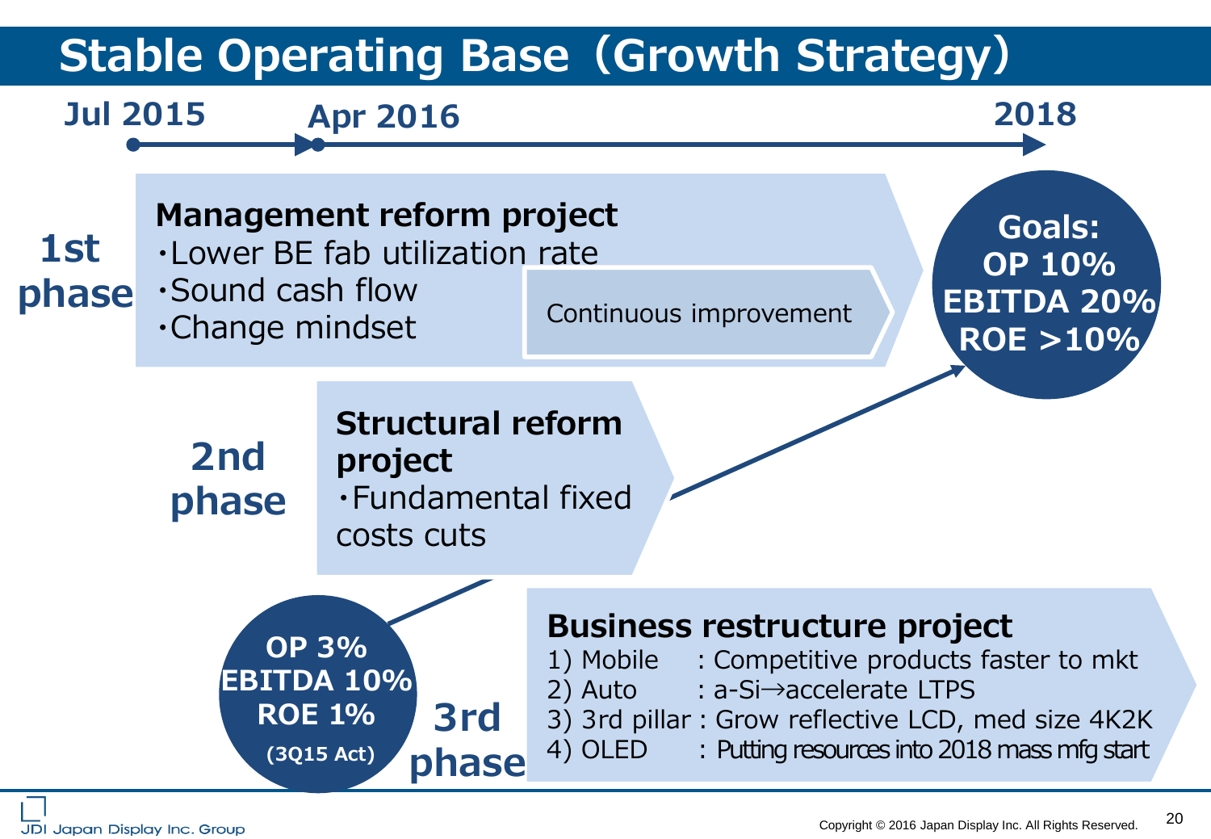# Stable Operating Base（Growth Strategy）

**Jul 2015** → **Apr 2016** → **2018**

## 1st phase

**Management reform project**
- ・Lower BE fab utilization rate
- ・Sound cash flow
- ・Change mindset

Continuous improvement

## 2nd phase

**Structural reform project**
- ・Fundamental fixed costs cuts

## 3rd phase

**Business restructure project**

1) Mobile : Competitive products faster to mkt
2) Auto : a-Si→accelerate LTPS
3) 3rd pillar : Grow reflective LCD, med size 4K2K
4) OLED : Putting resources into 2018 mass mfg start

**OP 3%**
**EBITDA 10%**
**ROE 1%**
**(3Q15 Act)**

**Goals:**
**OP 10%**
**EBITDA 20%**
**ROE >10%**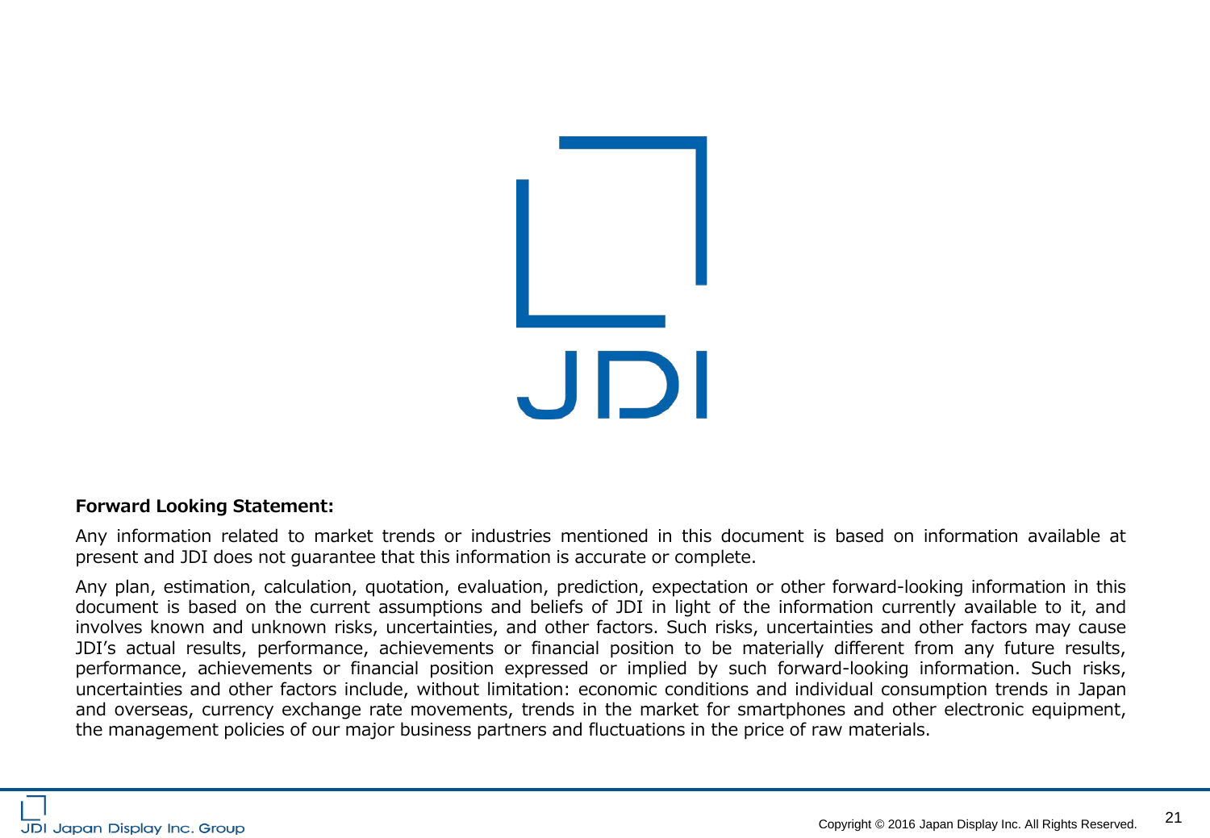**Forward Looking Statement:**

Any information related to market trends or industries mentioned in this document is based on information available at present and JDI does not guarantee that this information is accurate or complete.

Any plan, estimation, calculation, quotation, evaluation, prediction, expectation or other forward-looking information in this document is based on the current assumptions and beliefs of JDI in light of the information currently available to it, and involves known and unknown risks, uncertainties, and other factors. Such risks, uncertainties and other factors may cause JDI's actual results, performance, achievements or financial position to be materially different from any future results, performance, achievements or financial position expressed or implied by such forward-looking information. Such risks, uncertainties and other factors include, without limitation: economic conditions and individual consumption trends in Japan and overseas, currency exchange rate movements, trends in the market for smartphones and other electronic equipment, the management policies of our major business partners and fluctuations in the price of raw materials.